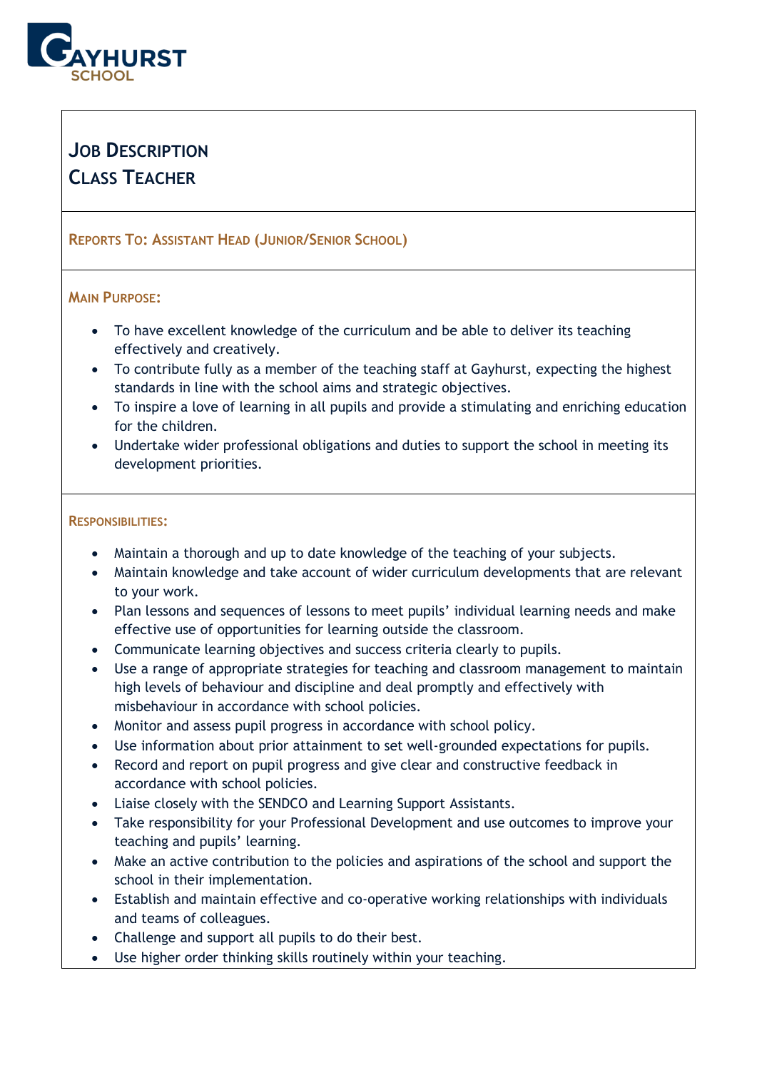Gayhurst School

# Job Description
# Class Teacher

## Reports To: Assistant Head (Junior/Senior School)

## Main Purpose:

- To have excellent knowledge of the curriculum and be able to deliver its teaching effectively and creatively.
- To contribute fully as a member of the teaching staff at Gayhurst, expecting the highest standards in line with the school aims and strategic objectives.
- To inspire a love of learning in all pupils and provide a stimulating and enriching education for the children.
- Undertake wider professional obligations and duties to support the school in meeting its development priorities.

## Responsibilities:

- Maintain a thorough and up to date knowledge of the teaching of your subjects.
- Maintain knowledge and take account of wider curriculum developments that are relevant to your work.
- Plan lessons and sequences of lessons to meet pupils' individual learning needs and make effective use of opportunities for learning outside the classroom.
- Communicate learning objectives and success criteria clearly to pupils.
- Use a range of appropriate strategies for teaching and classroom management to maintain high levels of behaviour and discipline and deal promptly and effectively with misbehaviour in accordance with school policies.
- Monitor and assess pupil progress in accordance with school policy.
- Use information about prior attainment to set well-grounded expectations for pupils.
- Record and report on pupil progress and give clear and constructive feedback in accordance with school policies.
- Liaise closely with the SENDCO and Learning Support Assistants.
- Take responsibility for your Professional Development and use outcomes to improve your teaching and pupils' learning.
- Make an active contribution to the policies and aspirations of the school and support the school in their implementation.
- Establish and maintain effective and co-operative working relationships with individuals and teams of colleagues.
- Challenge and support all pupils to do their best.
- Use higher order thinking skills routinely within your teaching.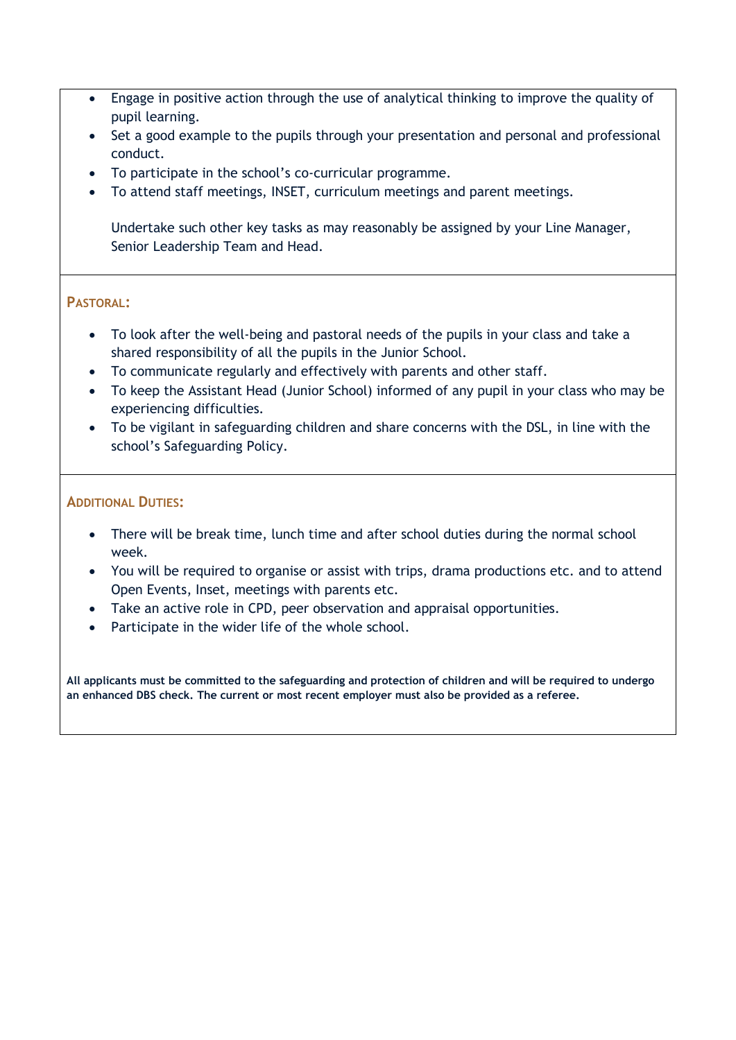- Engage in positive action through the use of analytical thinking to improve the quality of pupil learning.
- Set a good example to the pupils through your presentation and personal and professional conduct.
- To participate in the school's co-curricular programme.
- To attend staff meetings, INSET, curriculum meetings and parent meetings.

  Undertake such other key tasks as may reasonably be assigned by your Line Manager, Senior Leadership Team and Head.

## Pastoral:

- To look after the well-being and pastoral needs of the pupils in your class and take a shared responsibility of all the pupils in the Junior School.
- To communicate regularly and effectively with parents and other staff.
- To keep the Assistant Head (Junior School) informed of any pupil in your class who may be experiencing difficulties.
- To be vigilant in safeguarding children and share concerns with the DSL, in line with the school's Safeguarding Policy.

## Additional Duties:

- There will be break time, lunch time and after school duties during the normal school week.
- You will be required to organise or assist with trips, drama productions etc. and to attend Open Events, Inset, meetings with parents etc.
- Take an active role in CPD, peer observation and appraisal opportunities.
- Participate in the wider life of the whole school.

**All applicants must be committed to the safeguarding and protection of children and will be required to undergo an enhanced DBS check. The current or most recent employer must also be provided as a referee.**